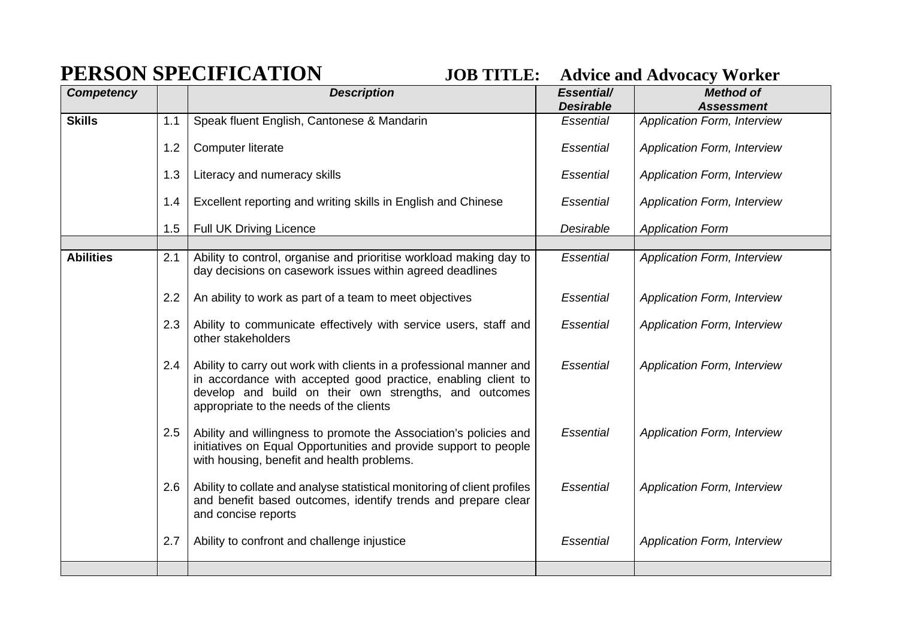# PERSON SPECIFICATION

**JOB TITLE: Advice and Advocacy Worker**

| *Competency* | | *Description* | *Essential/ Desirable* | *Method of Assessment* |
|---|---|---|---|---|
| **Skills** | 1.1 | Speak fluent English, Cantonese & Mandarin | *Essential* | *Application Form, Interview* |
| | 1.2 | Computer literate | *Essential* | *Application Form, Interview* |
| | 1.3 | Literacy and numeracy skills | *Essential* | *Application Form, Interview* |
| | 1.4 | Excellent reporting and writing skills in English and Chinese | *Essential* | *Application Form, Interview* |
| | 1.5 | Full UK Driving Licence | *Desirable* | *Application Form* |
| | | | | |
| **Abilities** | 2.1 | Ability to control, organise and prioritise workload making day to day decisions on casework issues within agreed deadlines | *Essential* | *Application Form, Interview* |
| | 2.2 | An ability to work as part of a team to meet objectives | *Essential* | *Application Form, Interview* |
| | 2.3 | Ability to communicate effectively with service users, staff and other stakeholders | *Essential* | *Application Form, Interview* |
| | 2.4 | Ability to carry out work with clients in a professional manner and in accordance with accepted good practice, enabling client to develop and build on their own strengths, and outcomes appropriate to the needs of the clients | *Essential* | *Application Form, Interview* |
| | 2.5 | Ability and willingness to promote the Association's policies and initiatives on Equal Opportunities and provide support to people with housing, benefit and health problems. | *Essential* | *Application Form, Interview* |
| | 2.6 | Ability to collate and analyse statistical monitoring of client profiles and benefit based outcomes, identify trends and prepare clear and concise reports | *Essential* | *Application Form, Interview* |
| | 2.7 | Ability to confront and challenge injustice | *Essential* | *Application Form, Interview* |
| | | | | |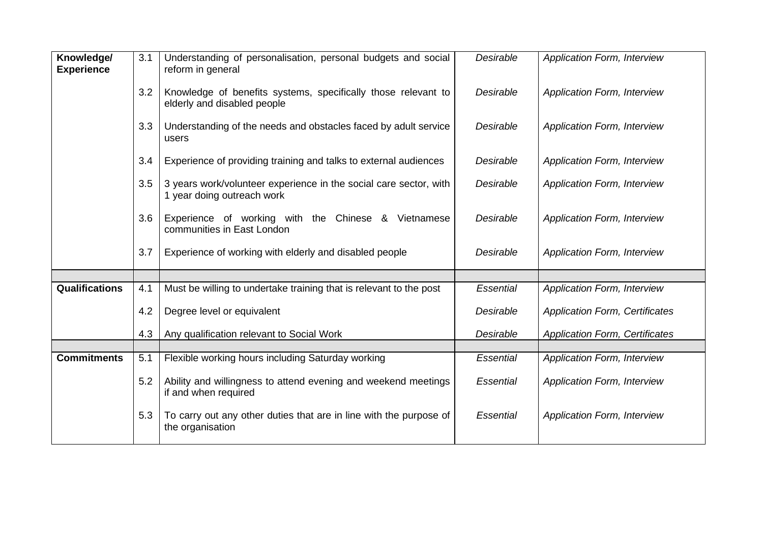| | | | | |
|---|---|---|---|---|
| **Knowledge/ Experience** | 3.1 | Understanding of personalisation, personal budgets and social reform in general | *Desirable* | *Application Form, Interview* |
| | 3.2 | Knowledge of benefits systems, specifically those relevant to elderly and disabled people | *Desirable* | *Application Form, Interview* |
| | 3.3 | Understanding of the needs and obstacles faced by adult service users | *Desirable* | *Application Form, Interview* |
| | 3.4 | Experience of providing training and talks to external audiences | *Desirable* | *Application Form, Interview* |
| | 3.5 | 3 years work/volunteer experience in the social care sector, with 1 year doing outreach work | *Desirable* | *Application Form, Interview* |
| | 3.6 | Experience of working with the Chinese & Vietnamese communities in East London | *Desirable* | *Application Form, Interview* |
| | 3.7 | Experience of working with elderly and disabled people | *Desirable* | *Application Form, Interview* |
| | | | | |
| **Qualifications** | 4.1 | Must be willing to undertake training that is relevant to the post | *Essential* | *Application Form, Interview* |
| | 4.2 | Degree level or equivalent | *Desirable* | *Application Form, Certificates* |
| | 4.3 | Any qualification relevant to Social Work | *Desirable* | *Application Form, Certificates* |
| | | | | |
| **Commitments** | 5.1 | Flexible working hours including Saturday working | *Essential* | *Application Form, Interview* |
| | 5.2 | Ability and willingness to attend evening and weekend meetings if and when required | *Essential* | *Application Form, Interview* |
| | 5.3 | To carry out any other duties that are in line with the purpose of the organisation | *Essential* | *Application Form, Interview* |